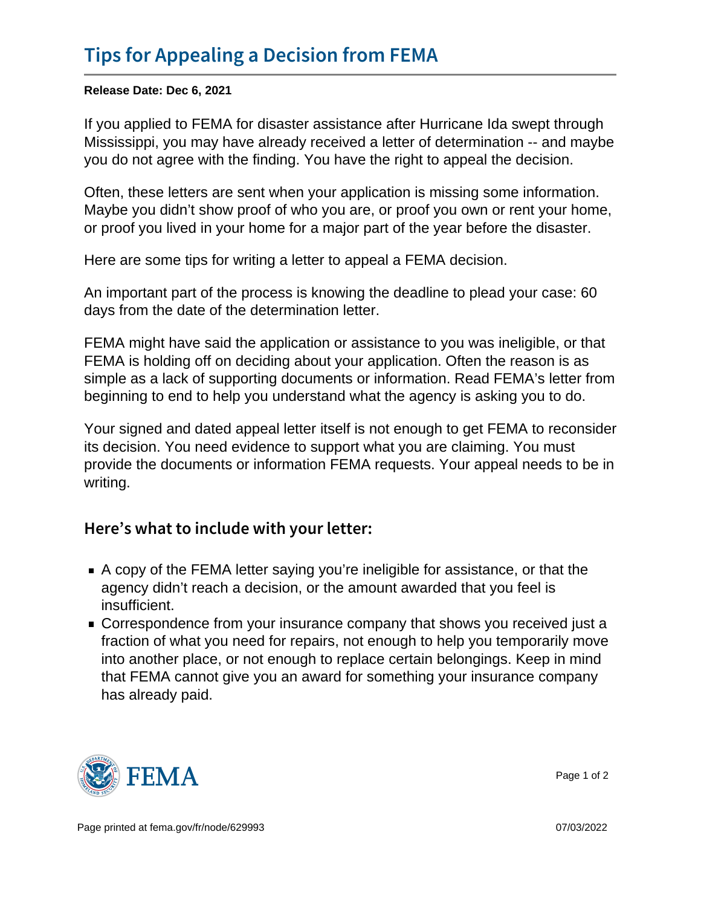# Tips for Appealing a Decision from FEMA

**Release Date: Dec 6, 2021**

If you applied to FEMA for disaster assistance after Hurricane Ida swept through Mississippi, you may have already received a letter of determination -- and maybe you do not agree with the finding. You have the right to appeal the decision.

Often, these letters are sent when your application is missing some information. Maybe you didn't show proof of who you are, or proof you own or rent your home, or proof you lived in your home for a major part of the year before the disaster.

Here are some tips for writing a letter to appeal a FEMA decision.

An important part of the process is knowing the deadline to plead your case: 60 days from the date of the determination letter.

FEMA might have said the application or assistance to you was ineligible, or that FEMA is holding off on deciding about your application. Often the reason is as simple as a lack of supporting documents or information. Read FEMA's letter from beginning to end to help you understand what the agency is asking you to do.

Your signed and dated appeal letter itself is not enough to get FEMA to reconsider its decision. You need evidence to support what you are claiming. You must provide the documents or information FEMA requests. Your appeal needs to be in writing.

## Here's what to include with your letter:

- A copy of the FEMA letter saying you're ineligible for assistance, or that the agency didn't reach a decision, or the amount awarded that you feel is insufficient.
- Correspondence from your insurance company that shows you received just a fraction of what you need for repairs, not enough to help you temporarily move into another place, or not enough to replace certain belongings. Keep in mind that FEMA cannot give you an award for something your insurance company has already paid.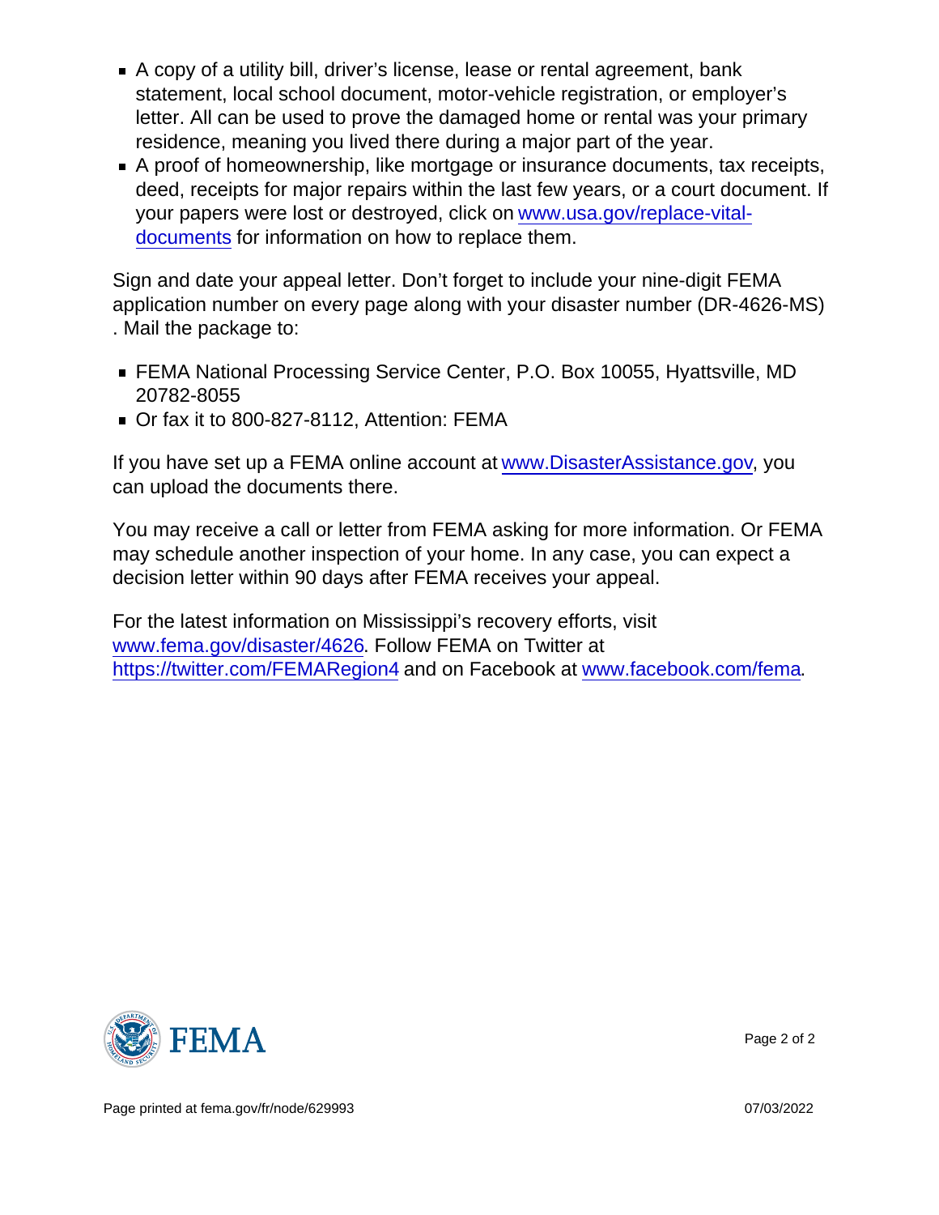- A copy of a utility bill, driver's license, lease or rental agreement, bank statement, local school document, motor-vehicle registration, or employer's letter. All can be used to prove the damaged home or rental was your primary residence, meaning you lived there during a major part of the year.
- A proof of homeownership, like mortgage or insurance documents, tax receipts, deed, receipts for major repairs within the last few years, or a court document. If your papers were lost or destroyed, click on www.usa.gov/replace-vital-documents for information on how to replace them.

Sign and date your appeal letter. Don't forget to include your nine-digit FEMA application number on every page along with your disaster number (DR-4626-MS) . Mail the package to:

- FEMA National Processing Service Center, P.O. Box 10055, Hyattsville, MD 20782-8055
- Or fax it to 800-827-8112, Attention: FEMA

If you have set up a FEMA online account at www.DisasterAssistance.gov, you can upload the documents there.

You may receive a call or letter from FEMA asking for more information. Or FEMA may schedule another inspection of your home. In any case, you can expect a decision letter within 90 days after FEMA receives your appeal.

For the latest information on Mississippi's recovery efforts, visit www.fema.gov/disaster/4626. Follow FEMA on Twitter at https://twitter.com/FEMARegion4 and on Facebook at www.facebook.com/fema.